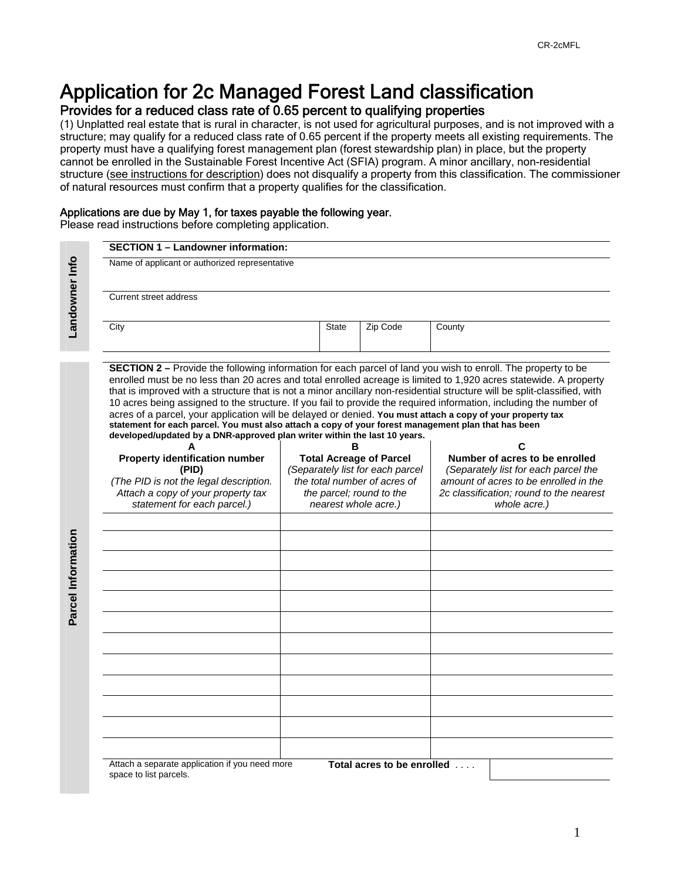CR-2cMFL

# Application for 2c Managed Forest Land classification

## Provides for a reduced class rate of 0.65 percent to qualifying properties

(1) Unplatted real estate that is rural in character, is not used for agricultural purposes, and is not improved with a structure; may qualify for a reduced class rate of 0.65 percent if the property meets all existing requirements. The property must have a qualifying forest management plan (forest stewardship plan) in place, but the property cannot be enrolled in the Sustainable Forest Incentive Act (SFIA) program. A minor ancillary, non-residential structure (see instructions for description) does not disqualify a property from this classification. The commissioner of natural resources must confirm that a property qualifies for the classification.

**Applications are due by May 1, for taxes payable the following year.**
Please read instructions before completing application.

## Landowner Info

**SECTION 1 – Landowner information:**

Name of applicant or authorized representative

Current street address

| City | State | Zip Code | County |
|---|---|---|---|
| | | | |

## Parcel Information

**SECTION 2 –** Provide the following information for each parcel of land you wish to enroll. The property to be enrolled must be no less than 20 acres and total enrolled acreage is limited to 1,920 acres statewide. A property that is improved with a structure that is not a minor ancillary non-residential structure will be split-classified, with 10 acres being assigned to the structure. If you fail to provide the required information, including the number of acres of a parcel, your application will be delayed or denied. **You must attach a copy of your property tax statement for each parcel. You must also attach a copy of your forest management plan that has been developed/updated by a DNR-approved plan writer within the last 10 years.**

| A<br>**Property identification number (PID)**<br>*(The PID is not the legal description. Attach a copy of your property tax statement for each parcel.)* | B<br>**Total Acreage of Parcel**<br>*(Separately list for each parcel the total number of acres of the parcel; round to the nearest whole acre.)* | C<br>**Number of acres to be enrolled**<br>*(Separately list for each parcel the amount of acres to be enrolled in the 2c classification; round to the nearest whole acre.)* |
|---|---|---|
| | | |
| | | |
| | | |
| | | |
| | | |
| | | |
| | | |
| | | |
| | | |
| | | |
| | | |
| | | |

Attach a separate application if you need more space to list parcels.

**Total acres to be enrolled** . . . . ______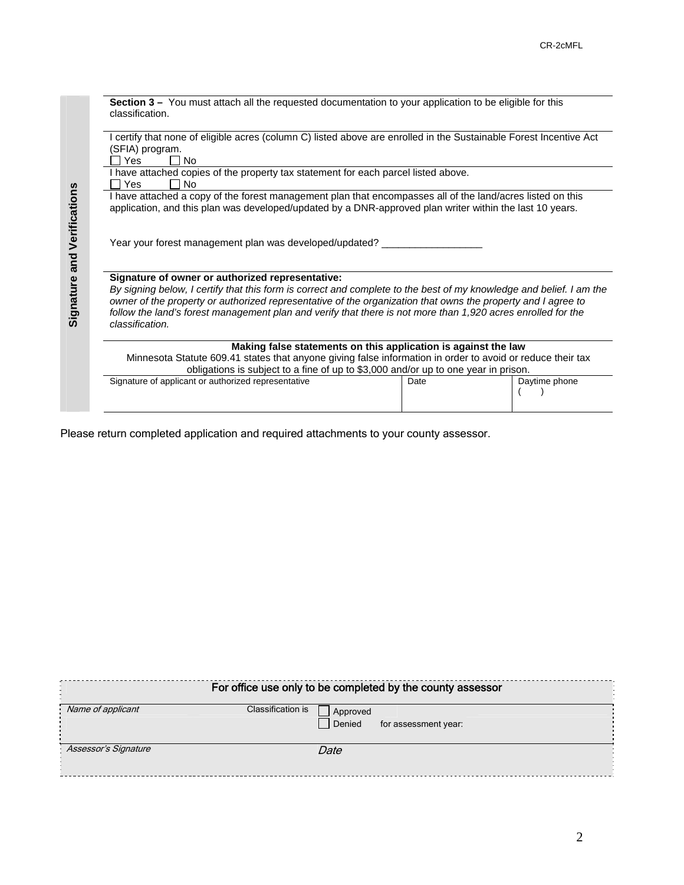**Signature and Verifications**

**Section 3 –** You must attach all the requested documentation to your application to be eligible for this classification.

I certify that none of eligible acres (column C) listed above are enrolled in the Sustainable Forest Incentive Act (SFIA) program.
☐ Yes ☐ No

I have attached copies of the property tax statement for each parcel listed above.
☐ Yes ☐ No

I have attached a copy of the forest management plan that encompasses all of the land/acres listed on this application, and this plan was developed/updated by a DNR-approved plan writer within the last 10 years.

Year your forest management plan was developed/updated? __________________

**Signature of owner or authorized representative:**

*By signing below, I certify that this form is correct and complete to the best of my knowledge and belief. I am the owner of the property or authorized representative of the organization that owns the property and I agree to follow the land's forest management plan and verify that there is not more than 1,920 acres enrolled for the classification.*

**Making false statements on this application is against the law**

Minnesota Statute 609.41 states that anyone giving false information in order to avoid or reduce their tax obligations is subject to a fine of up to $3,000 and/or up to one year in prison.

| Signature of applicant or authorized representative | Date | Daytime phone ( ) |
|---|---|---|
| | | |

Please return completed application and required attachments to your county assessor.

**For office use only to be completed by the county assessor**

| *Name of applicant* | Classification is ☐ Approved ☐ Denied for assessment year: |
|---|---|
| *Assessor's Signature* | *Date* |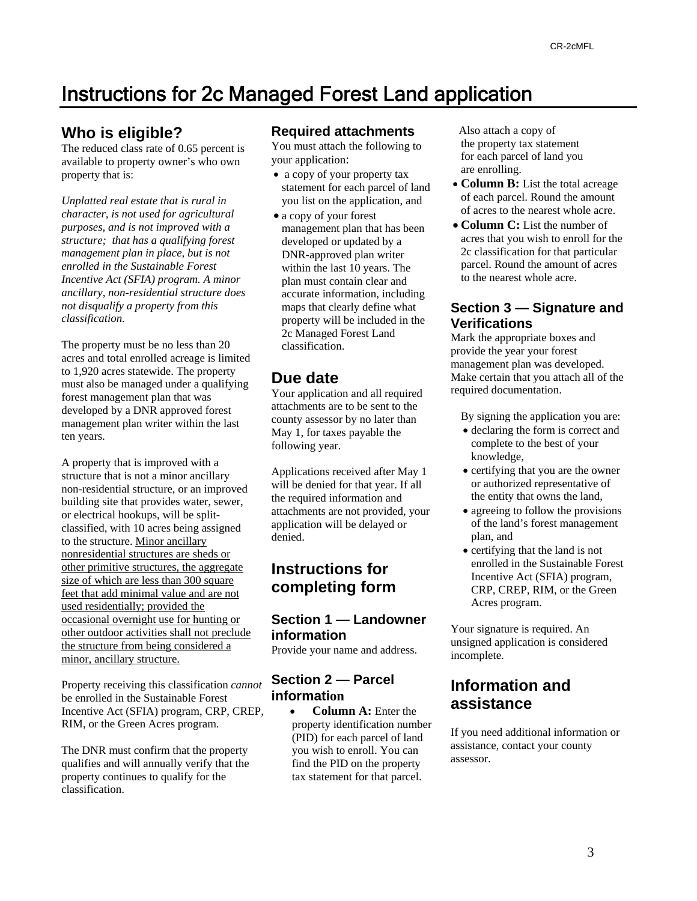# Instructions for 2c Managed Forest Land application

## Who is eligible?

The reduced class rate of 0.65 percent is available to property owner's who own property that is:

*Unplatted real estate that is rural in character, is not used for agricultural purposes, and is not improved with a structure; that has a qualifying forest management plan in place, but is not enrolled in the Sustainable Forest Incentive Act (SFIA) program. A minor ancillary, non-residential structure does not disqualify a property from this classification.*

The property must be no less than 20 acres and total enrolled acreage is limited to 1,920 acres statewide. The property must also be managed under a qualifying forest management plan that was developed by a DNR approved forest management plan writer within the last ten years.

A property that is improved with a structure that is not a minor ancillary non-residential structure, or an improved building site that provides water, sewer, or electrical hookups, will be split-classified, with 10 acres being assigned to the structure. <u>Minor ancillary nonresidential structures are sheds or other primitive structures, the aggregate size of which are less than 300 square feet that add minimal value and are not used residentially; provided the occasional overnight use for hunting or other outdoor activities shall not preclude the structure from being considered a minor, ancillary structure.</u>

Property receiving this classification *cannot* be enrolled in the Sustainable Forest Incentive Act (SFIA) program, CRP, CREP, RIM, or the Green Acres program.

The DNR must confirm that the property qualifies and will annually verify that the property continues to qualify for the classification.

### Required attachments

You must attach the following to your application:

- a copy of your property tax statement for each parcel of land you list on the application, and
- a copy of your forest management plan that has been developed or updated by a DNR-approved plan writer within the last 10 years. The plan must contain clear and accurate information, including maps that clearly define what property will be included in the 2c Managed Forest Land classification.

## Due date

Your application and all required attachments are to be sent to the county assessor by no later than May 1, for taxes payable the following year.

Applications received after May 1 will be denied for that year. If all the required information and attachments are not provided, your application will be delayed or denied.

## Instructions for completing form

### Section 1 — Landowner information

Provide your name and address.

### Section 2 — Parcel information

- **Column A:** Enter the property identification number (PID) for each parcel of land you wish to enroll. You can find the PID on the property tax statement for that parcel.

  Also attach a copy of the property tax statement for each parcel of land you are enrolling.
- **Column B:** List the total acreage of each parcel. Round the amount of acres to the nearest whole acre.
- **Column C:** List the number of acres that you wish to enroll for the 2c classification for that particular parcel. Round the amount of acres to the nearest whole acre.

### Section 3 — Signature and Verifications

Mark the appropriate boxes and provide the year your forest management plan was developed. Make certain that you attach all of the required documentation.

By signing the application you are:

- declaring the form is correct and complete to the best of your knowledge,
- certifying that you are the owner or authorized representative of the entity that owns the land,
- agreeing to follow the provisions of the land's forest management plan, and
- certifying that the land is not enrolled in the Sustainable Forest Incentive Act (SFIA) program, CRP, CREP, RIM, or the Green Acres program.

Your signature is required. An unsigned application is considered incomplete.

## Information and assistance

If you need additional information or assistance, contact your county assessor.